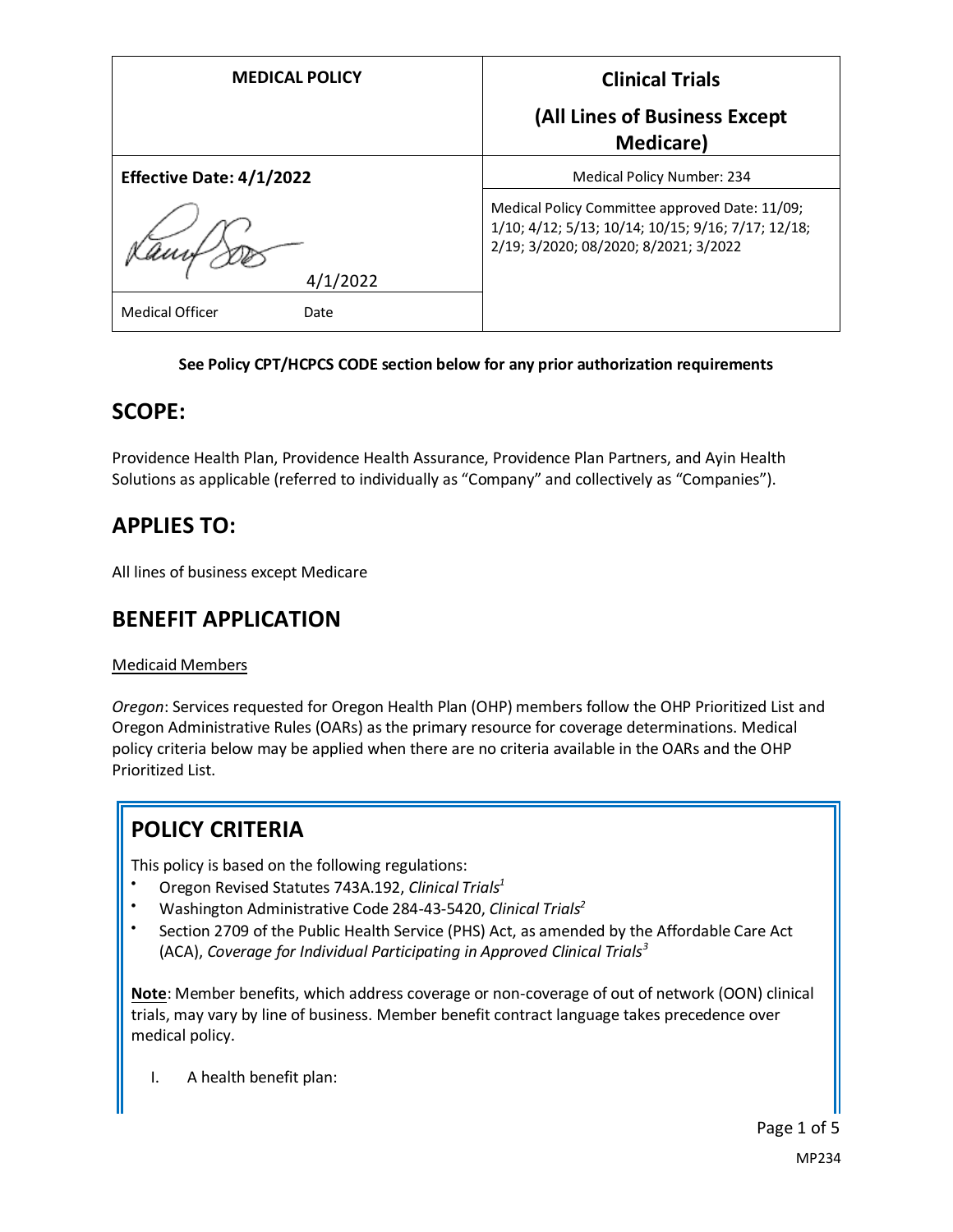| MEDICAL POLICY | Clinical Trials (All Lines of Business Except Medicare) |
| --- | --- |
| Effective Date: 4/1/2022 | Medical Policy Number: 234 |
| 4/1/2022 | Medical Policy Committee approved Date: 11/09; 1/10; 4/12; 5/13; 10/14; 10/15; 9/16; 7/17; 12/18; 2/19; 3/2020; 08/2020; 8/2021; 3/2022 |
| Medical Officer Date | |

**See Policy CPT/HCPCS CODE section below for any prior authorization requirements**

## SCOPE:

Providence Health Plan, Providence Health Assurance, Providence Plan Partners, and Ayin Health Solutions as applicable (referred to individually as "Company" and collectively as "Companies").

## APPLIES TO:

All lines of business except Medicare

## BENEFIT APPLICATION

Medicaid Members

*Oregon*: Services requested for Oregon Health Plan (OHP) members follow the OHP Prioritized List and Oregon Administrative Rules (OARs) as the primary resource for coverage determinations. Medical policy criteria below may be applied when there are no criteria available in the OARs and the OHP Prioritized List.

## POLICY CRITERIA

This policy is based on the following regulations:

- Oregon Revised Statutes 743A.192, *Clinical Trials*[1]
- Washington Administrative Code 284-43-5420, *Clinical Trials*[2]
- Section 2709 of the Public Health Service (PHS) Act, as amended by the Affordable Care Act (ACA), *Coverage for Individual Participating in Approved Clinical Trials*[3]

**Note**: Member benefits, which address coverage or non-coverage of out of network (OON) clinical trials, may vary by line of business. Member benefit contract language takes precedence over medical policy.

I. A health benefit plan: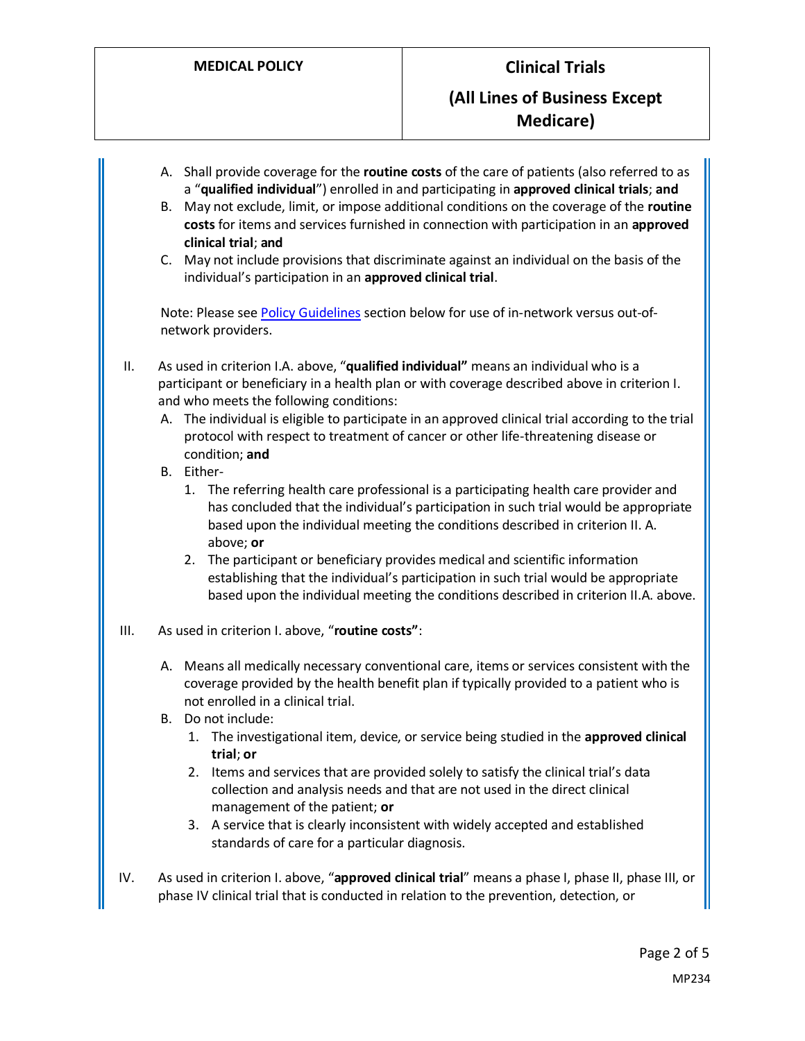A. Shall provide coverage for the **routine costs** of the care of patients (also referred to as a "**qualified individual**") enrolled in and participating in **approved clinical trials**; **and**
B. May not exclude, limit, or impose additional conditions on the coverage of the **routine costs** for items and services furnished in connection with participation in an **approved clinical trial**; **and**
C. May not include provisions that discriminate against an individual on the basis of the individual's participation in an **approved clinical trial**.

Note: Please see Policy Guidelines section below for use of in-network versus out-of-network providers.

II. As used in criterion I.A. above, "**qualified individual"** means an individual who is a participant or beneficiary in a health plan or with coverage described above in criterion I. and who meets the following conditions:
   A. The individual is eligible to participate in an approved clinical trial according to the trial protocol with respect to treatment of cancer or other life-threatening disease or condition; **and**
   B. Either-
      1. The referring health care professional is a participating health care provider and has concluded that the individual's participation in such trial would be appropriate based upon the individual meeting the conditions described in criterion II. A. above; **or**
      2. The participant or beneficiary provides medical and scientific information establishing that the individual's participation in such trial would be appropriate based upon the individual meeting the conditions described in criterion II.A. above.

III. As used in criterion I. above, "**routine costs"**:

   A. Means all medically necessary conventional care, items or services consistent with the coverage provided by the health benefit plan if typically provided to a patient who is not enrolled in a clinical trial.
   B. Do not include:
      1. The investigational item, device, or service being studied in the **approved clinical trial**; **or**
      2. Items and services that are provided solely to satisfy the clinical trial's data collection and analysis needs and that are not used in the direct clinical management of the patient; **or**
      3. A service that is clearly inconsistent with widely accepted and established standards of care for a particular diagnosis.

IV. As used in criterion I. above, "**approved clinical trial**" means a phase I, phase II, phase III, or phase IV clinical trial that is conducted in relation to the prevention, detection, or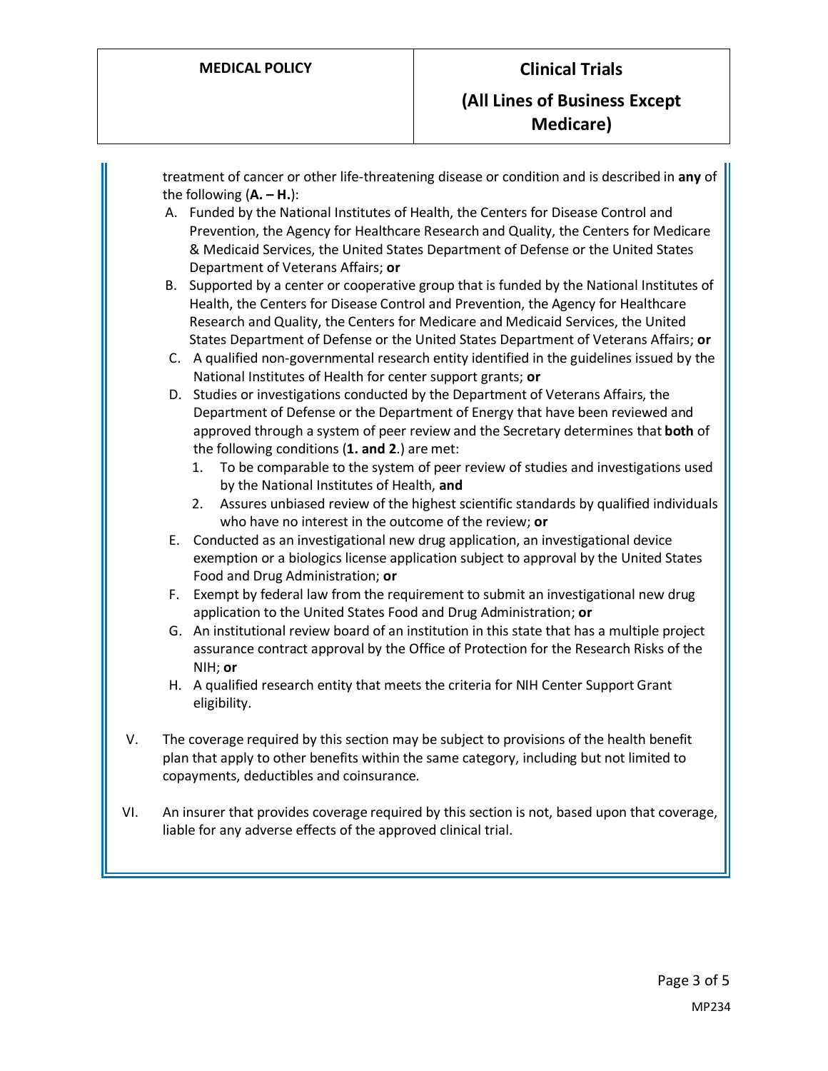treatment of cancer or other life-threatening disease or condition and is described in **any** of the following (**A. – H.**):

A. Funded by the National Institutes of Health, the Centers for Disease Control and Prevention, the Agency for Healthcare Research and Quality, the Centers for Medicare & Medicaid Services, the United States Department of Defense or the United States Department of Veterans Affairs; **or**
B. Supported by a center or cooperative group that is funded by the National Institutes of Health, the Centers for Disease Control and Prevention, the Agency for Healthcare Research and Quality, the Centers for Medicare and Medicaid Services, the United States Department of Defense or the United States Department of Veterans Affairs; **or**
C. A qualified non-governmental research entity identified in the guidelines issued by the National Institutes of Health for center support grants; **or**
D. Studies or investigations conducted by the Department of Veterans Affairs, the Department of Defense or the Department of Energy that have been reviewed and approved through a system of peer review and the Secretary determines that **both** of the following conditions (**1. and 2**.) are met:
   1. To be comparable to the system of peer review of studies and investigations used by the National Institutes of Health, **and**
   2. Assures unbiased review of the highest scientific standards by qualified individuals who have no interest in the outcome of the review; **or**
E. Conducted as an investigational new drug application, an investigational device exemption or a biologics license application subject to approval by the United States Food and Drug Administration; **or**
F. Exempt by federal law from the requirement to submit an investigational new drug application to the United States Food and Drug Administration; **or**
G. An institutional review board of an institution in this state that has a multiple project assurance contract approval by the Office of Protection for the Research Risks of the NIH; **or**
H. A qualified research entity that meets the criteria for NIH Center Support Grant eligibility.

V. The coverage required by this section may be subject to provisions of the health benefit plan that apply to other benefits within the same category, including but not limited to copayments, deductibles and coinsurance.

VI. An insurer that provides coverage required by this section is not, based upon that coverage, liable for any adverse effects of the approved clinical trial.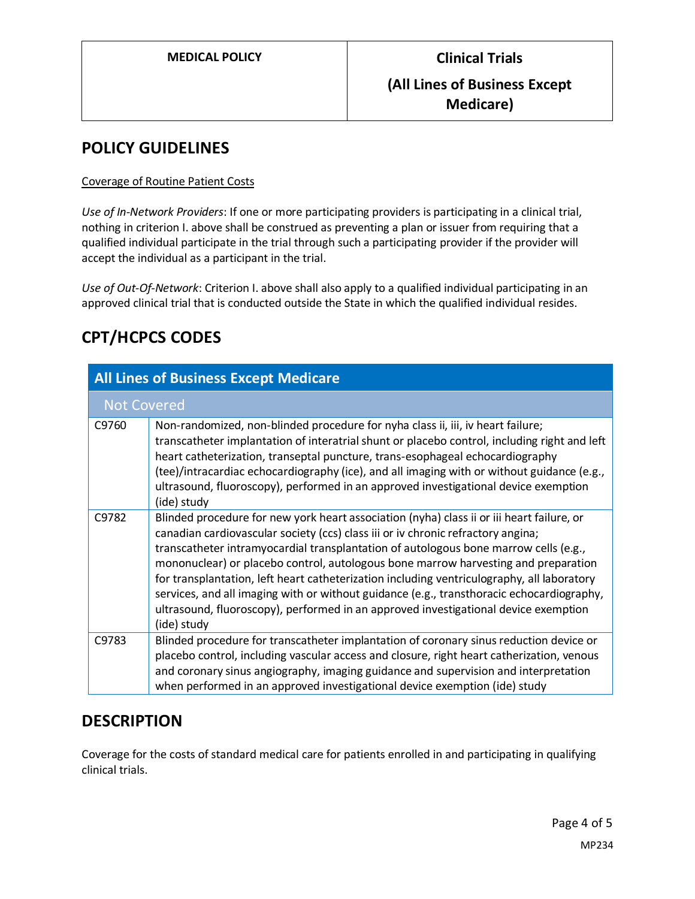## POLICY GUIDELINES

Coverage of Routine Patient Costs

*Use of In-Network Providers*: If one or more participating providers is participating in a clinical trial, nothing in criterion I. above shall be construed as preventing a plan or issuer from requiring that a qualified individual participate in the trial through such a participating provider if the provider will accept the individual as a participant in the trial.

*Use of Out-Of-Network*: Criterion I. above shall also apply to a qualified individual participating in an approved clinical trial that is conducted outside the State in which the qualified individual resides.

## CPT/HCPCS CODES

| All Lines of Business Except Medicare | |
|---|---|
| **Not Covered** | |
| C9760 | Non-randomized, non-blinded procedure for nyha class ii, iii, iv heart failure; transcatheter implantation of interatrial shunt or placebo control, including right and left heart catheterization, transeptal puncture, trans-esophageal echocardiography (tee)/intracardiac echocardiography (ice), and all imaging with or without guidance (e.g., ultrasound, fluoroscopy), performed in an approved investigational device exemption (ide) study |
| C9782 | Blinded procedure for new york heart association (nyha) class ii or iii heart failure, or canadian cardiovascular society (ccs) class iii or iv chronic refractory angina; transcatheter intramyocardial transplantation of autologous bone marrow cells (e.g., mononuclear) or placebo control, autologous bone marrow harvesting and preparation for transplantation, left heart catheterization including ventriculography, all laboratory services, and all imaging with or without guidance (e.g., transthoracic echocardiography, ultrasound, fluoroscopy), performed in an approved investigational device exemption (ide) study |
| C9783 | Blinded procedure for transcatheter implantation of coronary sinus reduction device or placebo control, including vascular access and closure, right heart catherization, venous and coronary sinus angiography, imaging guidance and supervision and interpretation when performed in an approved investigational device exemption (ide) study |

## DESCRIPTION

Coverage for the costs of standard medical care for patients enrolled in and participating in qualifying clinical trials.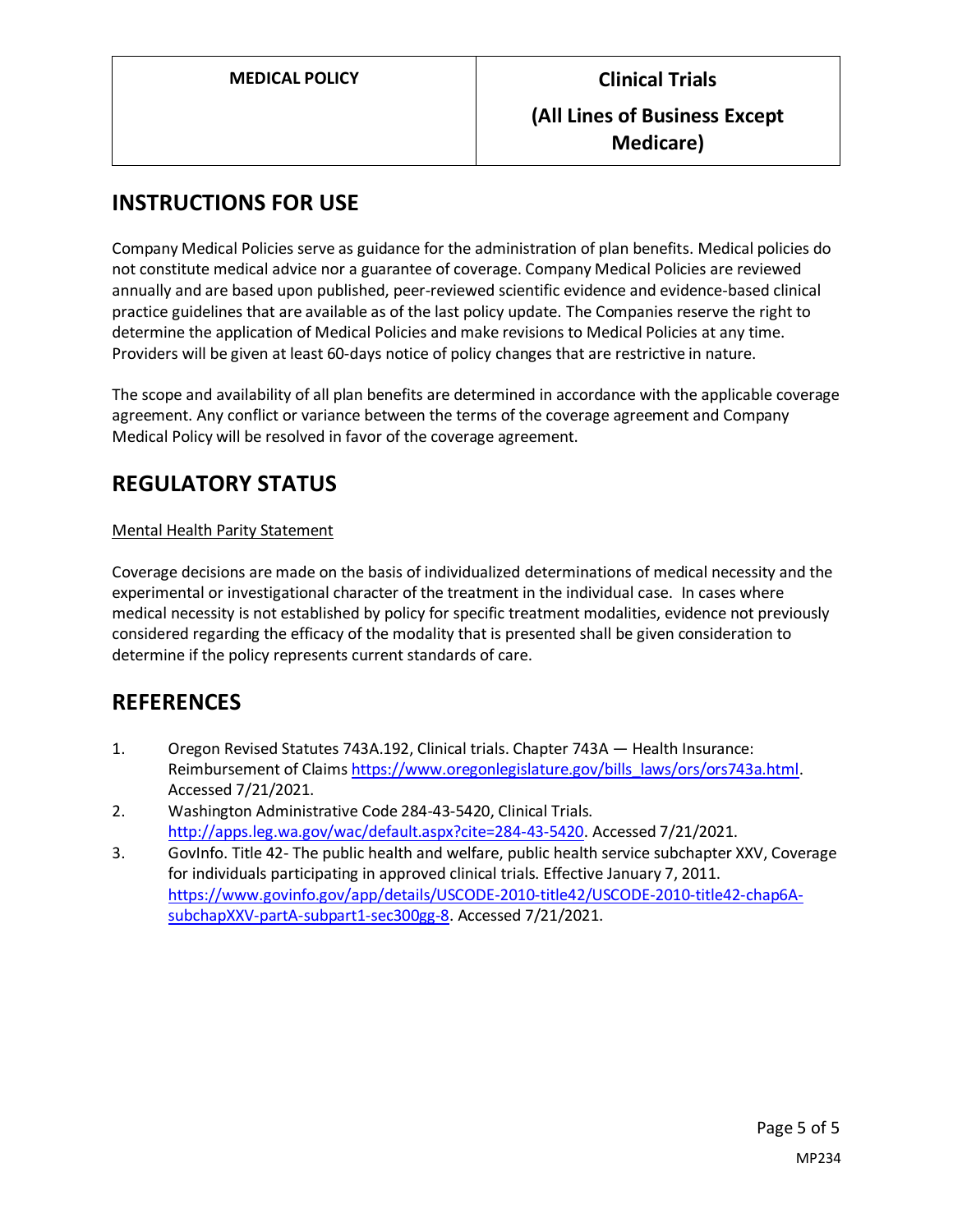## INSTRUCTIONS FOR USE

Company Medical Policies serve as guidance for the administration of plan benefits. Medical policies do not constitute medical advice nor a guarantee of coverage. Company Medical Policies are reviewed annually and are based upon published, peer-reviewed scientific evidence and evidence-based clinical practice guidelines that are available as of the last policy update. The Companies reserve the right to determine the application of Medical Policies and make revisions to Medical Policies at any time. Providers will be given at least 60-days notice of policy changes that are restrictive in nature.

The scope and availability of all plan benefits are determined in accordance with the applicable coverage agreement. Any conflict or variance between the terms of the coverage agreement and Company Medical Policy will be resolved in favor of the coverage agreement.

## REGULATORY STATUS

Mental Health Parity Statement

Coverage decisions are made on the basis of individualized determinations of medical necessity and the experimental or investigational character of the treatment in the individual case. In cases where medical necessity is not established by policy for specific treatment modalities, evidence not previously considered regarding the efficacy of the modality that is presented shall be given consideration to determine if the policy represents current standards of care.

## REFERENCES

1. Oregon Revised Statutes 743A.192, Clinical trials. Chapter 743A — Health Insurance: Reimbursement of Claims https://www.oregonlegislature.gov/bills_laws/ors/ors743a.html. Accessed 7/21/2021.
2. Washington Administrative Code 284-43-5420, Clinical Trials. http://apps.leg.wa.gov/wac/default.aspx?cite=284-43-5420. Accessed 7/21/2021.
3. GovInfo. Title 42- The public health and welfare, public health service subchapter XXV, Coverage for individuals participating in approved clinical trials. Effective January 7, 2011. https://www.govinfo.gov/app/details/USCODE-2010-title42/USCODE-2010-title42-chap6A-subchapXXV-partA-subpart1-sec300gg-8. Accessed 7/21/2021.